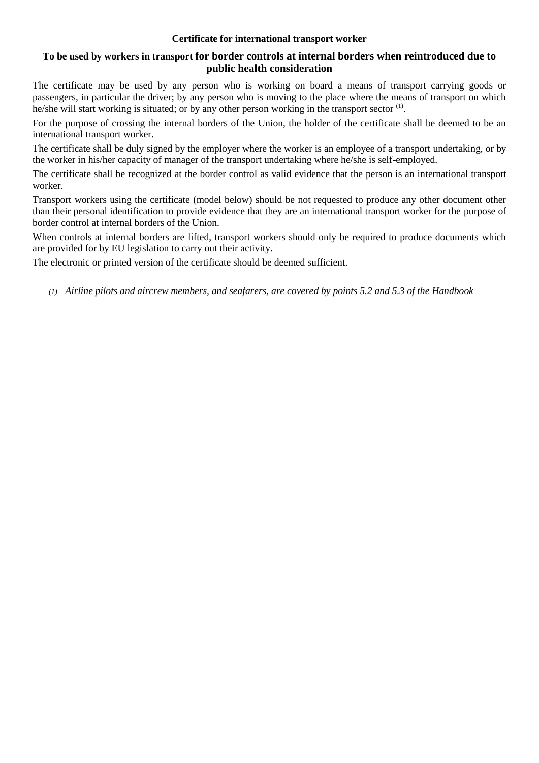**Certificate for international transport worker**

**To be used by workers in transport for border controls at internal borders when reintroduced due to public health consideration**

The certificate may be used by any person who is working on board a means of transport carrying goods or passengers, in particular the driver; by any person who is moving to the place where the means of transport on which he/she will start working is situated; or by any other person working in the transport sector [(1)].

For the purpose of crossing the internal borders of the Union, the holder of the certificate shall be deemed to be an international transport worker.

The certificate shall be duly signed by the employer where the worker is an employee of a transport undertaking, or by the worker in his/her capacity of manager of the transport undertaking where he/she is self-employed.

The certificate shall be recognized at the border control as valid evidence that the person is an international transport worker.

Transport workers using the certificate (model below) should be not requested to produce any other document other than their personal identification to provide evidence that they are an international transport worker for the purpose of border control at internal borders of the Union.

When controls at internal borders are lifted, transport workers should only be required to produce documents which are provided for by EU legislation to carry out their activity.

The electronic or printed version of the certificate should be deemed sufficient.

*(1) Airline pilots and aircrew members, and seafarers, are covered by points 5.2 and 5.3 of the Handbook*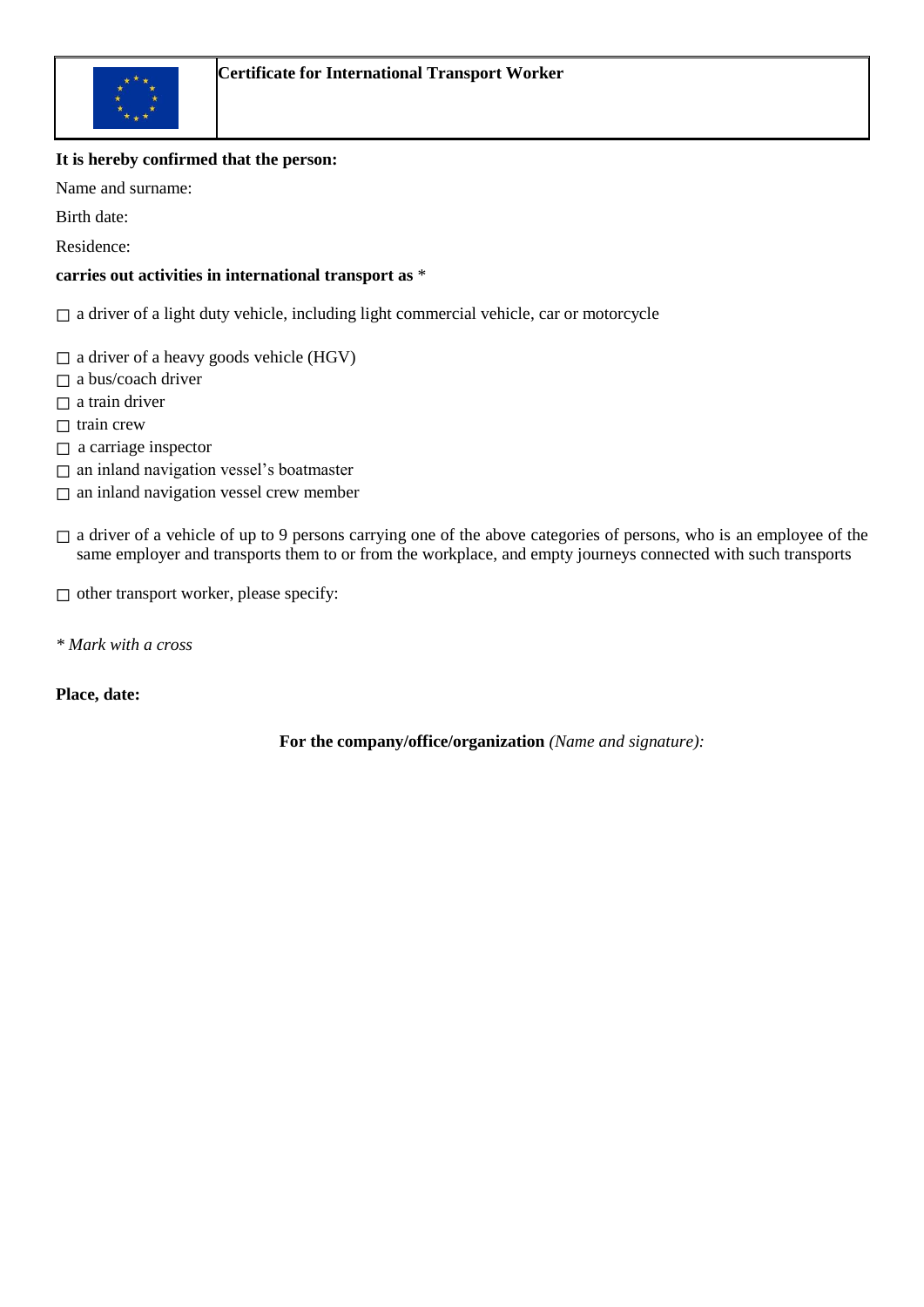**Certificate for International Transport Worker**

**It is hereby confirmed that the person:**

Name and surname:

Birth date:

Residence:

**carries out activities in international transport as** *

- ☐ a driver of a light duty vehicle, including light commercial vehicle, car or motorcycle
- ☐ a driver of a heavy goods vehicle (HGV)
- ☐ a bus/coach driver
- ☐ a train driver
- ☐ train crew
- ☐ a carriage inspector
- ☐ an inland navigation vessel's boatmaster
- ☐ an inland navigation vessel crew member
- ☐ a driver of a vehicle of up to 9 persons carrying one of the above categories of persons, who is an employee of the same employer and transports them to or from the workplace, and empty journeys connected with such transports
- ☐ other transport worker, please specify:

*\* Mark with a cross*

**Place, date:**

**For the company/office/organization** *(Name and signature):*